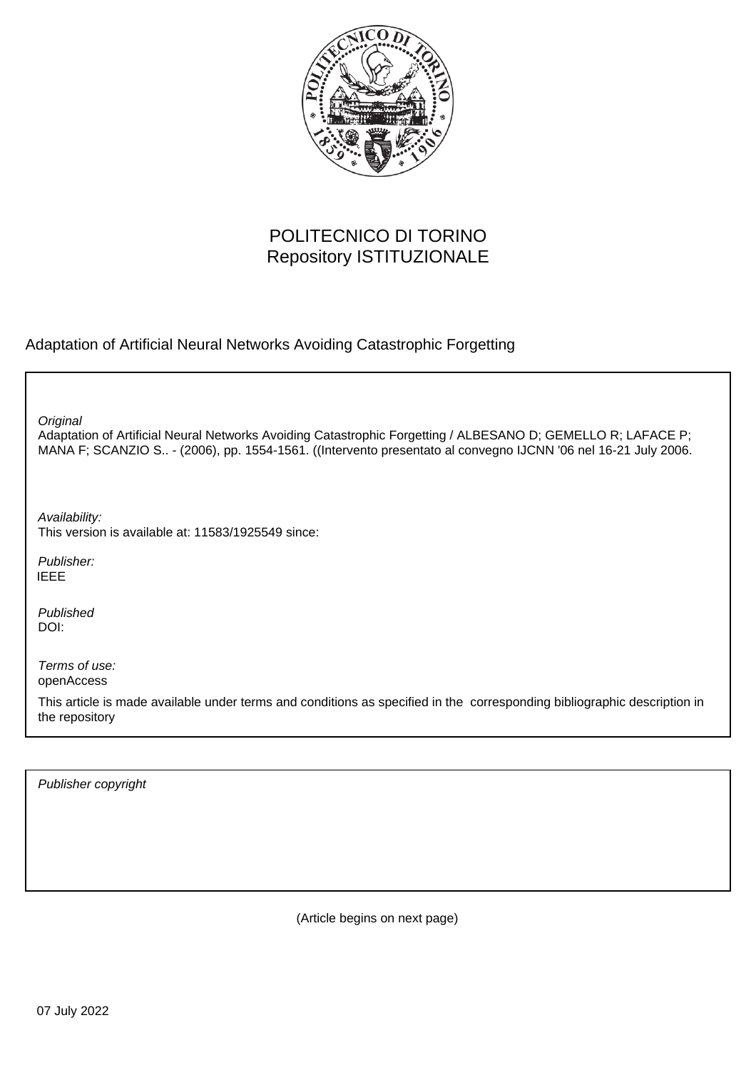POLITECNICO DI TORINO
Repository ISTITUZIONALE

Adaptation of Artificial Neural Networks Avoiding Catastrophic Forgetting

*Original*
Adaptation of Artificial Neural Networks Avoiding Catastrophic Forgetting / ALBESANO D; GEMELLO R; LAFACE P; MANA F; SCANZIO S.. - (2006), pp. 1554-1561. ((Intervento presentato al convegno IJCNN '06 nel 16-21 July 2006.

*Availability:*
This version is available at: 11583/1925549 since:

*Publisher:*
IEEE

*Published*
DOI:

*Terms of use:*
openAccess

This article is made available under terms and conditions as specified in the corresponding bibliographic description in the repository

*Publisher copyright*

(Article begins on next page)

07 July 2022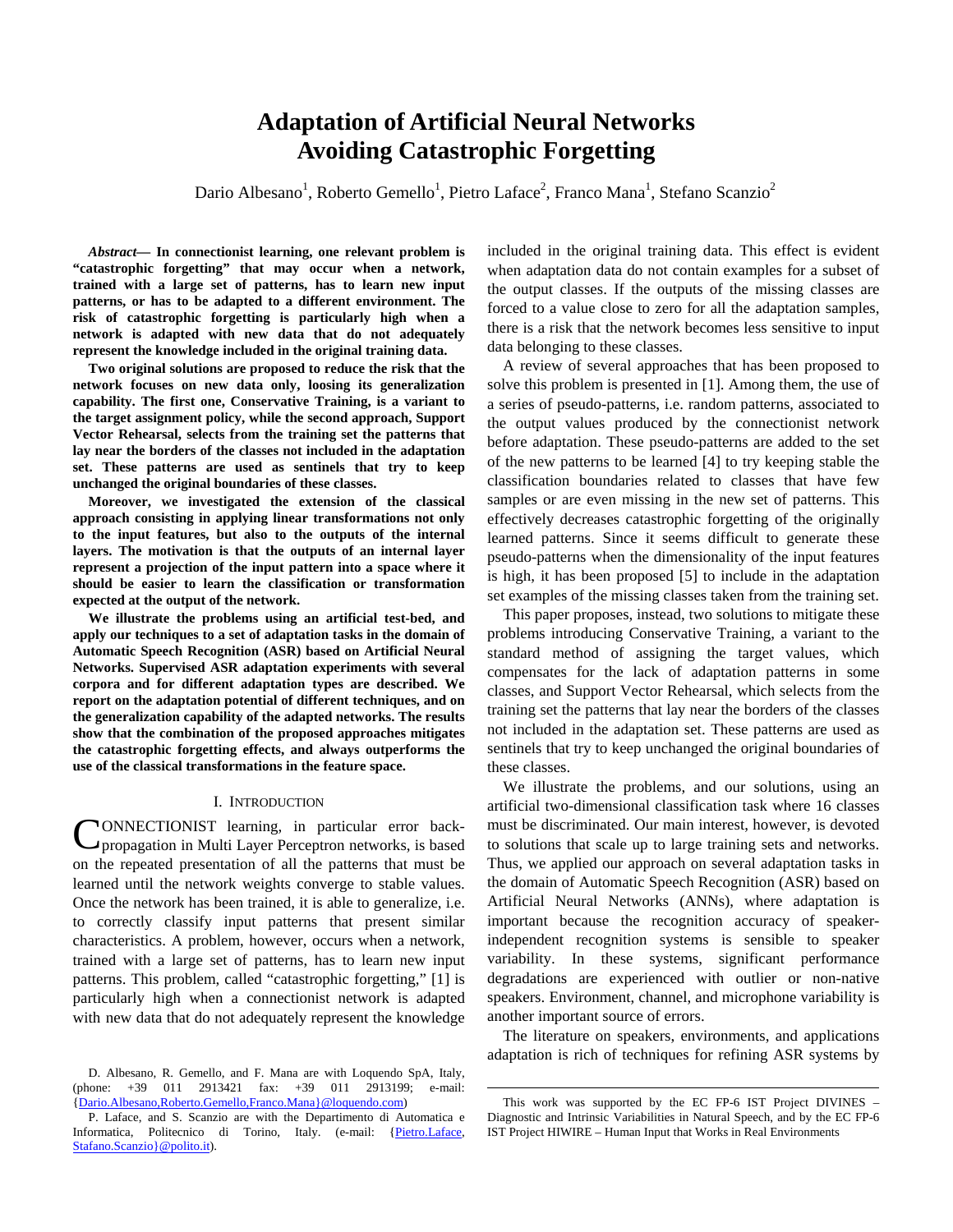# Adaptation of Artificial Neural Networks Avoiding Catastrophic Forgetting

Dario Albesano[1], Roberto Gemello[1], Pietro Laface[2], Franco Mana[1], Stefano Scanzio[2]

***Abstract*— In connectionist learning, one relevant problem is "catastrophic forgetting" that may occur when a network, trained with a large set of patterns, has to learn new input patterns, or has to be adapted to a different environment. The risk of catastrophic forgetting is particularly high when a network is adapted with new data that do not adequately represent the knowledge included in the original training data.**

**Two original solutions are proposed to reduce the risk that the network focuses on new data only, loosing its generalization capability. The first one, Conservative Training, is a variant to the target assignment policy, while the second approach, Support Vector Rehearsal, selects from the training set the patterns that lay near the borders of the classes not included in the adaptation set. These patterns are used as sentinels that try to keep unchanged the original boundaries of these classes.**

**Moreover, we investigated the extension of the classical approach consisting in applying linear transformations not only to the input features, but also to the outputs of the internal layers. The motivation is that the outputs of an internal layer represent a projection of the input pattern into a space where it should be easier to learn the classification or transformation expected at the output of the network.**

**We illustrate the problems using an artificial test-bed, and apply our techniques to a set of adaptation tasks in the domain of Automatic Speech Recognition (ASR) based on Artificial Neural Networks. Supervised ASR adaptation experiments with several corpora and for different adaptation types are described. We report on the adaptation potential of different techniques, and on the generalization capability of the adapted networks. The results show that the combination of the proposed approaches mitigates the catastrophic forgetting effects, and always outperforms the use of the classical transformations in the feature space.**

## I. Introduction

CONNECTIONIST learning, in particular error back-propagation in Multi Layer Perceptron networks, is based on the repeated presentation of all the patterns that must be learned until the network weights converge to stable values. Once the network has been trained, it is able to generalize, i.e. to correctly classify input patterns that present similar characteristics. A problem, however, occurs when a network, trained with a large set of patterns, has to learn new input patterns. This problem, called "catastrophic forgetting," [1] is particularly high when a connectionist network is adapted with new data that do not adequately represent the knowledge included in the original training data. This effect is evident when adaptation data do not contain examples for a subset of the output classes. If the outputs of the missing classes are forced to a value close to zero for all the adaptation samples, there is a risk that the network becomes less sensitive to input data belonging to these classes.

A review of several approaches that has been proposed to solve this problem is presented in [1]. Among them, the use of a series of pseudo-patterns, i.e. random patterns, associated to the output values produced by the connectionist network before adaptation. These pseudo-patterns are added to the set of the new patterns to be learned [4] to try keeping stable the classification boundaries related to classes that have few samples or are even missing in the new set of patterns. This effectively decreases catastrophic forgetting of the originally learned patterns. Since it seems difficult to generate these pseudo-patterns when the dimensionality of the input features is high, it has been proposed [5] to include in the adaptation set examples of the missing classes taken from the training set.

This paper proposes, instead, two solutions to mitigate these problems introducing Conservative Training, a variant to the standard method of assigning the target values, which compensates for the lack of adaptation patterns in some classes, and Support Vector Rehearsal, which selects from the training set the patterns that lay near the borders of the classes not included in the adaptation set. These patterns are used as sentinels that try to keep unchanged the original boundaries of these classes.

We illustrate the problems, and our solutions, using an artificial two-dimensional classification task where 16 classes must be discriminated. Our main interest, however, is devoted to solutions that scale up to large training sets and networks. Thus, we applied our approach on several adaptation tasks in the domain of Automatic Speech Recognition (ASR) based on Artificial Neural Networks (ANNs), where adaptation is important because the recognition accuracy of speaker-independent recognition systems is sensible to speaker variability. In these systems, significant performance degradations are experienced with outlier or non-native speakers. Environment, channel, and microphone variability is another important source of errors.

The literature on speakers, environments, and applications adaptation is rich of techniques for refining ASR systems by

D. Albesano, R. Gemello, and F. Mana are with Loquendo SpA, Italy, (phone: +39 011 2913421 fax: +39 011 2913199; e-mail: {Dario.Albesano,Roberto.Gemello,Franco.Mana}@loquendo.com)

P. Laface, and S. Scanzio are with the Departimento di Automatica e Informatica, Politecnico di Torino, Italy. (e-mail: {Pietro.Laface, Stafano.Scanzio}@polito.it).

This work was supported by the EC FP-6 IST Project DIVINES – Diagnostic and Intrinsic Variabilities in Natural Speech, and by the EC FP-6 IST Project HIWIRE – Human Input that Works in Real Environments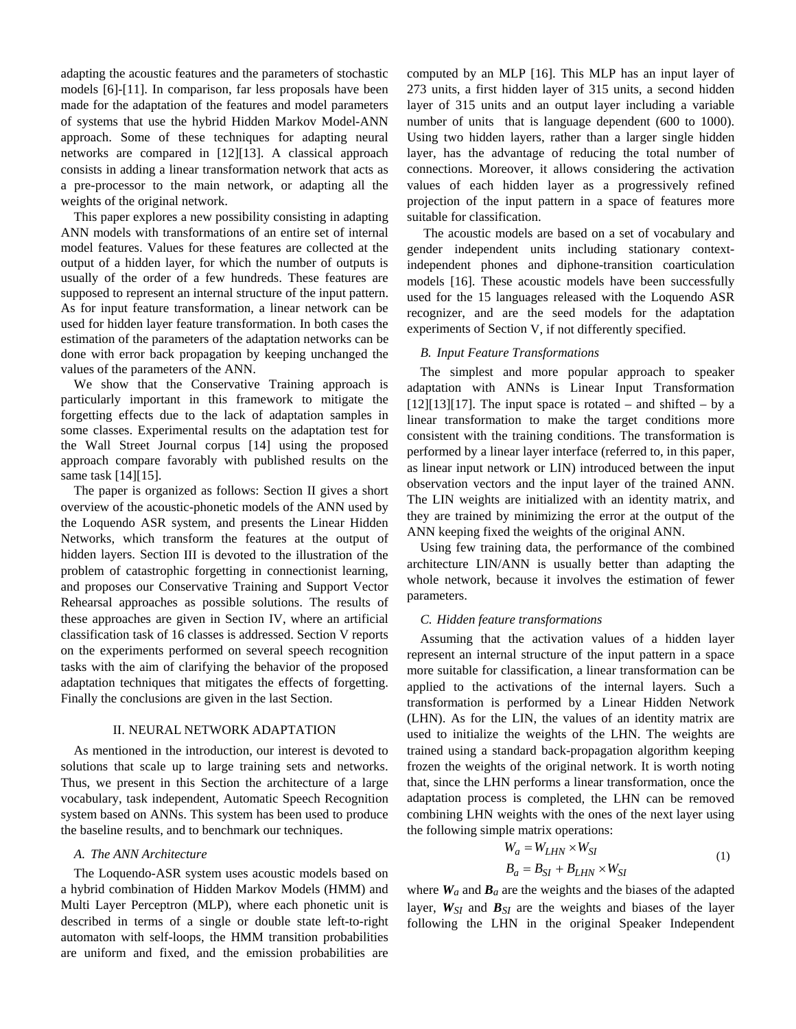adapting the acoustic features and the parameters of stochastic models [6]-[11]. In comparison, far less proposals have been made for the adaptation of the features and model parameters of systems that use the hybrid Hidden Markov Model-ANN approach. Some of these techniques for adapting neural networks are compared in [12][13]. A classical approach consists in adding a linear transformation network that acts as a pre-processor to the main network, or adapting all the weights of the original network.

This paper explores a new possibility consisting in adapting ANN models with transformations of an entire set of internal model features. Values for these features are collected at the output of a hidden layer, for which the number of outputs is usually of the order of a few hundreds. These features are supposed to represent an internal structure of the input pattern. As for input feature transformation, a linear network can be used for hidden layer feature transformation. In both cases the estimation of the parameters of the adaptation networks can be done with error back propagation by keeping unchanged the values of the parameters of the ANN.

We show that the Conservative Training approach is particularly important in this framework to mitigate the forgetting effects due to the lack of adaptation samples in some classes. Experimental results on the adaptation test for the Wall Street Journal corpus [14] using the proposed approach compare favorably with published results on the same task [14][15].

The paper is organized as follows: Section II gives a short overview of the acoustic-phonetic models of the ANN used by the Loquendo ASR system, and presents the Linear Hidden Networks, which transform the features at the output of hidden layers. Section III is devoted to the illustration of the problem of catastrophic forgetting in connectionist learning, and proposes our Conservative Training and Support Vector Rehearsal approaches as possible solutions. The results of these approaches are given in Section IV, where an artificial classification task of 16 classes is addressed. Section V reports on the experiments performed on several speech recognition tasks with the aim of clarifying the behavior of the proposed adaptation techniques that mitigates the effects of forgetting. Finally the conclusions are given in the last Section.

## II. NEURAL NETWORK ADAPTATION

As mentioned in the introduction, our interest is devoted to solutions that scale up to large training sets and networks. Thus, we present in this Section the architecture of a large vocabulary, task independent, Automatic Speech Recognition system based on ANNs. This system has been used to produce the baseline results, and to benchmark our techniques.

### *A. The ANN Architecture*

The Loquendo-ASR system uses acoustic models based on a hybrid combination of Hidden Markov Models (HMM) and Multi Layer Perceptron (MLP), where each phonetic unit is described in terms of a single or double state left-to-right automaton with self-loops, the HMM transition probabilities are uniform and fixed, and the emission probabilities are computed by an MLP [16]. This MLP has an input layer of 273 units, a first hidden layer of 315 units, a second hidden layer of 315 units and an output layer including a variable number of units that is language dependent (600 to 1000). Using two hidden layers, rather than a larger single hidden layer, has the advantage of reducing the total number of connections. Moreover, it allows considering the activation values of each hidden layer as a progressively refined projection of the input pattern in a space of features more suitable for classification.

The acoustic models are based on a set of vocabulary and gender independent units including stationary context-independent phones and diphone-transition coarticulation models [16]. These acoustic models have been successfully used for the 15 languages released with the Loquendo ASR recognizer, and are the seed models for the adaptation experiments of Section V, if not differently specified.

### *B. Input Feature Transformations*

The simplest and more popular approach to speaker adaptation with ANNs is Linear Input Transformation [12][13][17]. The input space is rotated – and shifted – by a linear transformation to make the target conditions more consistent with the training conditions. The transformation is performed by a linear layer interface (referred to, in this paper, as linear input network or LIN) introduced between the input observation vectors and the input layer of the trained ANN. The LIN weights are initialized with an identity matrix, and they are trained by minimizing the error at the output of the ANN keeping fixed the weights of the original ANN.

Using few training data, the performance of the combined architecture LIN/ANN is usually better than adapting the whole network, because it involves the estimation of fewer parameters.

### *C. Hidden feature transformations*

Assuming that the activation values of a hidden layer represent an internal structure of the input pattern in a space more suitable for classification, a linear transformation can be applied to the activations of the internal layers. Such a transformation is performed by a Linear Hidden Network (LHN). As for the LIN, the values of an identity matrix are used to initialize the weights of the LHN. The weights are trained using a standard back-propagation algorithm keeping frozen the weights of the original network. It is worth noting that, since the LHN performs a linear transformation, once the adaptation process is completed, the LHN can be removed combining LHN weights with the ones of the next layer using the following simple matrix operations:

$$
\begin{aligned}
W_a &= W_{LHN} \times W_{SI} \\
B_a &= B_{SI} + B_{LHN} \times W_{SI}
\end{aligned}
\tag{1}
$$

where $\boldsymbol{W_a}$ and $\boldsymbol{B_a}$ are the weights and the biases of the adapted layer, $\boldsymbol{W_{SI}}$ and $\boldsymbol{B_{SI}}$ are the weights and biases of the layer following the LHN in the original Speaker Independent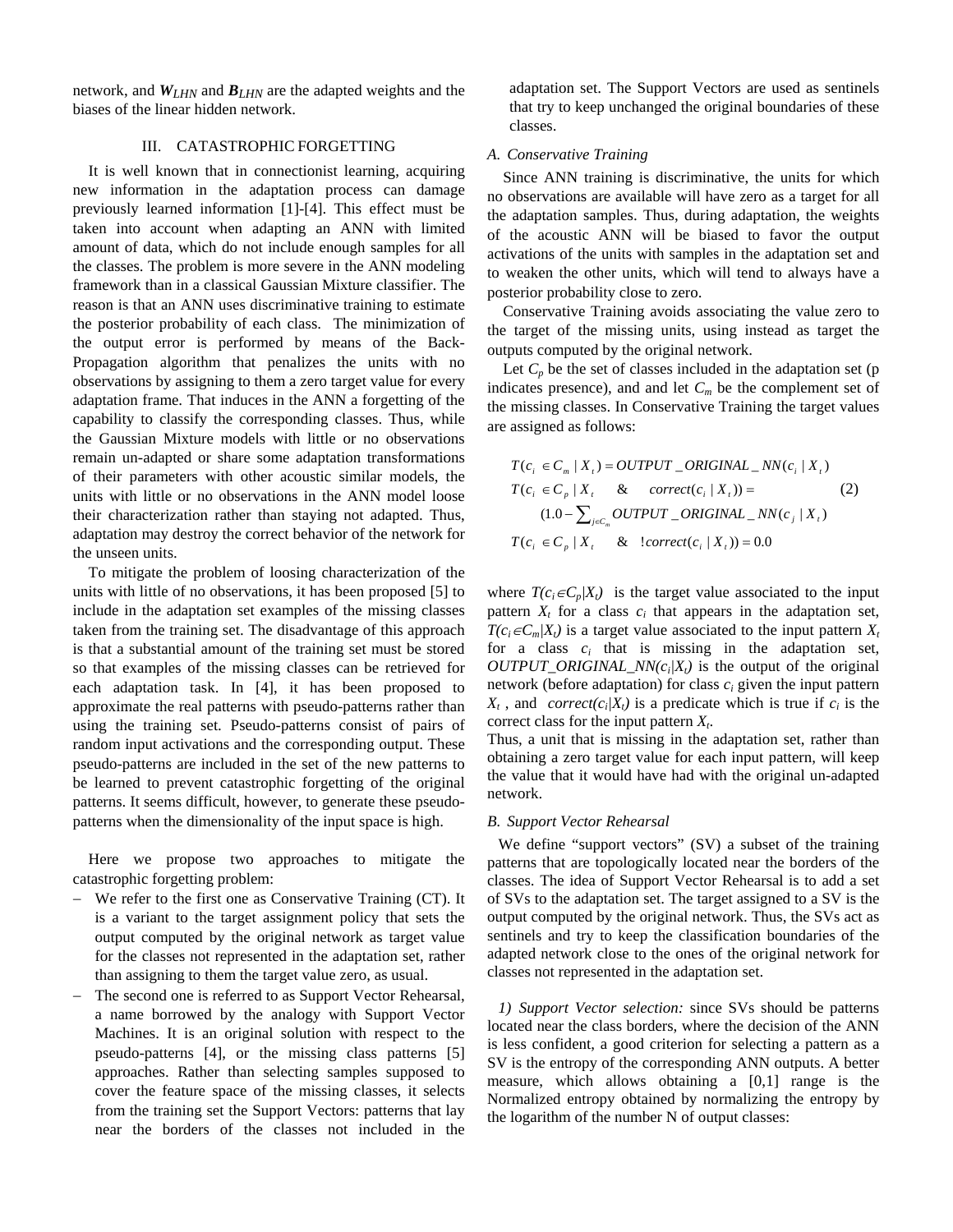network, and $\boldsymbol{W}_{LHN}$ and $\boldsymbol{B}_{LHN}$ are the adapted weights and the biases of the linear hidden network.

## III. CATASTROPHIC FORGETTING

It is well known that in connectionist learning, acquiring new information in the adaptation process can damage previously learned information [1]-[4]. This effect must be taken into account when adapting an ANN with limited amount of data, which do not include enough samples for all the classes. The problem is more severe in the ANN modeling framework than in a classical Gaussian Mixture classifier. The reason is that an ANN uses discriminative training to estimate the posterior probability of each class. The minimization of the output error is performed by means of the Back-Propagation algorithm that penalizes the units with no observations by assigning to them a zero target value for every adaptation frame. That induces in the ANN a forgetting of the capability to classify the corresponding classes. Thus, while the Gaussian Mixture models with little or no observations remain un-adapted or share some adaptation transformations of their parameters with other acoustic similar models, the units with little or no observations in the ANN model loose their characterization rather than staying not adapted. Thus, adaptation may destroy the correct behavior of the network for the unseen units.

To mitigate the problem of loosing characterization of the units with little of no observations, it has been proposed [5] to include in the adaptation set examples of the missing classes taken from the training set. The disadvantage of this approach is that a substantial amount of the training set must be stored so that examples of the missing classes can be retrieved for each adaptation task. In [4], it has been proposed to approximate the real patterns with pseudo-patterns rather than using the training set. Pseudo-patterns consist of pairs of random input activations and the corresponding output. These pseudo-patterns are included in the set of the new patterns to be learned to prevent catastrophic forgetting of the original patterns. It seems difficult, however, to generate these pseudo-patterns when the dimensionality of the input space is high.

Here we propose two approaches to mitigate the catastrophic forgetting problem:

- We refer to the first one as Conservative Training (CT). It is a variant to the target assignment policy that sets the output computed by the original network as target value for the classes not represented in the adaptation set, rather than assigning to them the target value zero, as usual.
- The second one is referred to as Support Vector Rehearsal, a name borrowed by the analogy with Support Vector Machines. It is an original solution with respect to the pseudo-patterns [4], or the missing class patterns [5] approaches. Rather than selecting samples supposed to cover the feature space of the missing classes, it selects from the training set the Support Vectors: patterns that lay near the borders of the classes not included in the adaptation set. The Support Vectors are used as sentinels that try to keep unchanged the original boundaries of these classes.

### A. Conservative Training

Since ANN training is discriminative, the units for which no observations are available will have zero as a target for all the adaptation samples. Thus, during adaptation, the weights of the acoustic ANN will be biased to favor the output activations of the units with samples in the adaptation set and to weaken the other units, which will tend to always have a posterior probability close to zero.

Conservative Training avoids associating the value zero to the target of the missing units, using instead as target the outputs computed by the original network.

Let $C_p$ be the set of classes included in the adaptation set (p indicates presence), and and let $C_m$ be the complement set of the missing classes. In Conservative Training the target values are assigned as follows:

$$
\begin{aligned}
& T(c_i \in C_m \mid X_t) = OUTPUT\_ORIGINAL\_NN(c_i \mid X_t) \\
& T(c_i \in C_p \mid X_t \quad \& \quad correct(c_i \mid X_t)) = \\
& \qquad (1.0 - \textstyle\sum_{j \in C_m} OUTPUT\_ORIGINAL\_NN(c_j \mid X_t)) \\
& T(c_i \in C_p \mid X_t \quad \& \quad !correct(c_i \mid X_t)) = 0.0
\end{aligned} \tag{2}
$$

where $T(c_i \in C_p|X_t)$ is the target value associated to the input pattern $X_t$ for a class $c_i$ that appears in the adaptation set, $T(c_i \in C_m|X_t)$ is a target value associated to the input pattern $X_t$ for a class $c_i$ that is missing in the adaptation set, $OUTPUT\_ORIGINAL\_NN(c_i|X_t)$ is the output of the original network (before adaptation) for class $c_i$ given the input pattern $X_t$ , and $correct(c_i|X_t)$ is a predicate which is true if $c_i$ is the correct class for the input pattern $X_t$.

Thus, a unit that is missing in the adaptation set, rather than obtaining a zero target value for each input pattern, will keep the value that it would have had with the original un-adapted network.

### B. Support Vector Rehearsal

We define “support vectors” (SV) a subset of the training patterns that are topologically located near the borders of the classes. The idea of Support Vector Rehearsal is to add a set of SVs to the adaptation set. The target assigned to a SV is the output computed by the original network. Thus, the SVs act as sentinels and try to keep the classification boundaries of the adapted network close to the ones of the original network for classes not represented in the adaptation set.

*1) Support Vector selection:* since SVs should be patterns located near the class borders, where the decision of the ANN is less confident, a good criterion for selecting a pattern as a SV is the entropy of the corresponding ANN outputs. A better measure, which allows obtaining a [0,1] range is the Normalized entropy obtained by normalizing the entropy by the logarithm of the number N of output classes: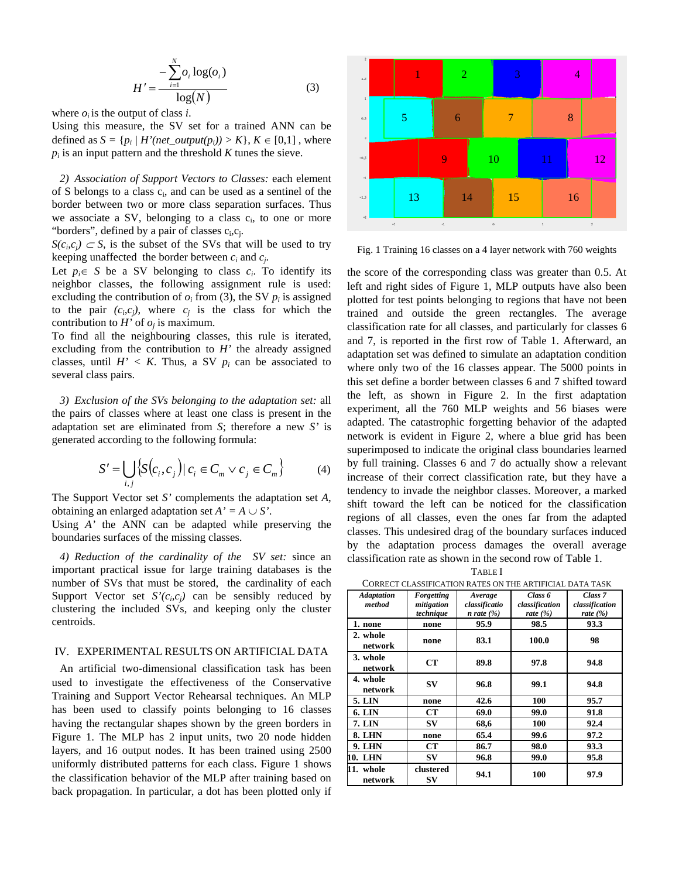$$H' = \frac{-\sum_{i=1}^{N} o_i \log(o_i)}{\log(N)} \qquad (3)$$

where $o_i$ is the output of class $i$.
Using this measure, the SV set for a trained ANN can be defined as $S = \{p_i \mid H'(net\_output(p_i)) > K\}$, $K \in [0,1]$ , where $p_i$ is an input pattern and the threshold $K$ tunes the sieve.

*2) Association of Support Vectors to Classes:* each element of S belongs to a class $c_i$, and can be used as a sentinel of the border between two or more class separation surfaces. Thus we associate a SV, belonging to a class $c_i$, to one or more "borders", defined by a pair of classes $c_i$,$c_j$.
$S(c_i,c_j) \subset S$, is the subset of the SVs that will be used to try keeping unaffected the border between $c_i$ and $c_j$.
Let $p_i \in S$ be a SV belonging to class $c_i$. To identify its neighbor classes, the following assignment rule is used: excluding the contribution of $o_i$ from (3), the SV $p_i$ is assigned to the pair $(c_i,c_j)$, where $c_j$ is the class for which the contribution to $H'$ of $o_j$ is maximum.
To find all the neighbouring classes, this rule is iterated, excluding from the contribution to $H'$ the already assigned classes, until $H' < K$. Thus, a SV $p_i$ can be associated to several class pairs.

*3) Exclusion of the SVs belonging to the adaptation set:* all the pairs of classes where at least one class is present in the adaptation set are eliminated from $S$; therefore a new $S'$ is generated according to the following formula:

$$S' = \bigcup_{i,j} \left\{ S(c_i, c_j) \mid c_i \in C_m \vee c_j \in C_m \right\} \qquad (4)$$

The Support Vector set $S'$ complements the adaptation set $A$, obtaining an enlarged adaptation set $A' = A \cup S'$.
Using $A'$ the ANN can be adapted while preserving the boundaries surfaces of the missing classes.

*4) Reduction of the cardinality of the SV set:* since an important practical issue for large training databases is the number of SVs that must be stored, the cardinality of each Support Vector set $S'(c_i,c_j)$ can be sensibly reduced by clustering the included SVs, and keeping only the cluster centroids.

## IV. Experimental Results on Artificial Data

An artificial two-dimensional classification task has been used to investigate the effectiveness of the Conservative Training and Support Vector Rehearsal techniques. An MLP has been used to classify points belonging to 16 classes having the rectangular shapes shown by the green borders in Figure 1. The MLP has 2 input units, two 20 node hidden layers, and 16 output nodes. It has been trained using 2500 uniformly distributed patterns for each class. Figure 1 shows the classification behavior of the MLP after training based on back propagation. In particular, a dot has been plotted only if the score of the corresponding class was greater than 0.5. At left and right sides of Figure 1, MLP outputs have also been plotted for test points belonging to regions that have not been trained and outside the green rectangles. The average classification rate for all classes, and particularly for classes 6 and 7, is reported in the first row of Table 1. Afterward, an adaptation set was defined to simulate an adaptation condition where only two of the 16 classes appear. The 5000 points in this set define a border between classes 6 and 7 shifted toward the left, as shown in Figure 2. In the first adaptation experiment, all the 760 MLP weights and 56 biases were adapted. The catastrophic forgetting behavior of the adapted network is evident in Figure 2, where a blue grid has been superimposed to indicate the original class boundaries learned by full training. Classes 6 and 7 do actually show a relevant increase of their correct classification rate, but they have a tendency to invade the neighbor classes. Moreover, a marked shift toward the left can be noticed for the classification regions of all classes, even the ones far from the adapted classes. This undesired drag of the boundary surfaces induced by the adaptation process damages the overall average classification rate as shown in the second row of Table 1.

Fig. 1 Training 16 classes on a 4 layer network with 760 weights

TABLE I
CORRECT CLASSIFICATION RATES ON THE ARTIFICIAL DATA TASK

| Adaptation method | Forgetting mitigation technique | Average classification rate (%) | Class 6 classification rate (%) | Class 7 classification rate (%) |
|---|---|---|---|---|
| 1. none | none | 95.9 | 98.5 | 93.3 |
| 2. whole network | none | 83.1 | 100.0 | 98 |
| 3. whole network | CT | 89.8 | 97.8 | 94.8 |
| 4. whole network | SV | 96.8 | 99.1 | 94.8 |
| 5. LIN | none | 42.6 | 100 | 95.7 |
| 6. LIN | CT | 69.0 | 99.0 | 91.8 |
| 7. LIN | SV | 68,6 | 100 | 92.4 |
| 8. LHN | none | 65.4 | 99.6 | 97.2 |
| 9. LHN | CT | 86.7 | 98.0 | 93.3 |
| 10. LHN | SV | 96.8 | 99.0 | 95.8 |
| 11. whole network | clustered SV | 94.1 | 100 | 97.9 |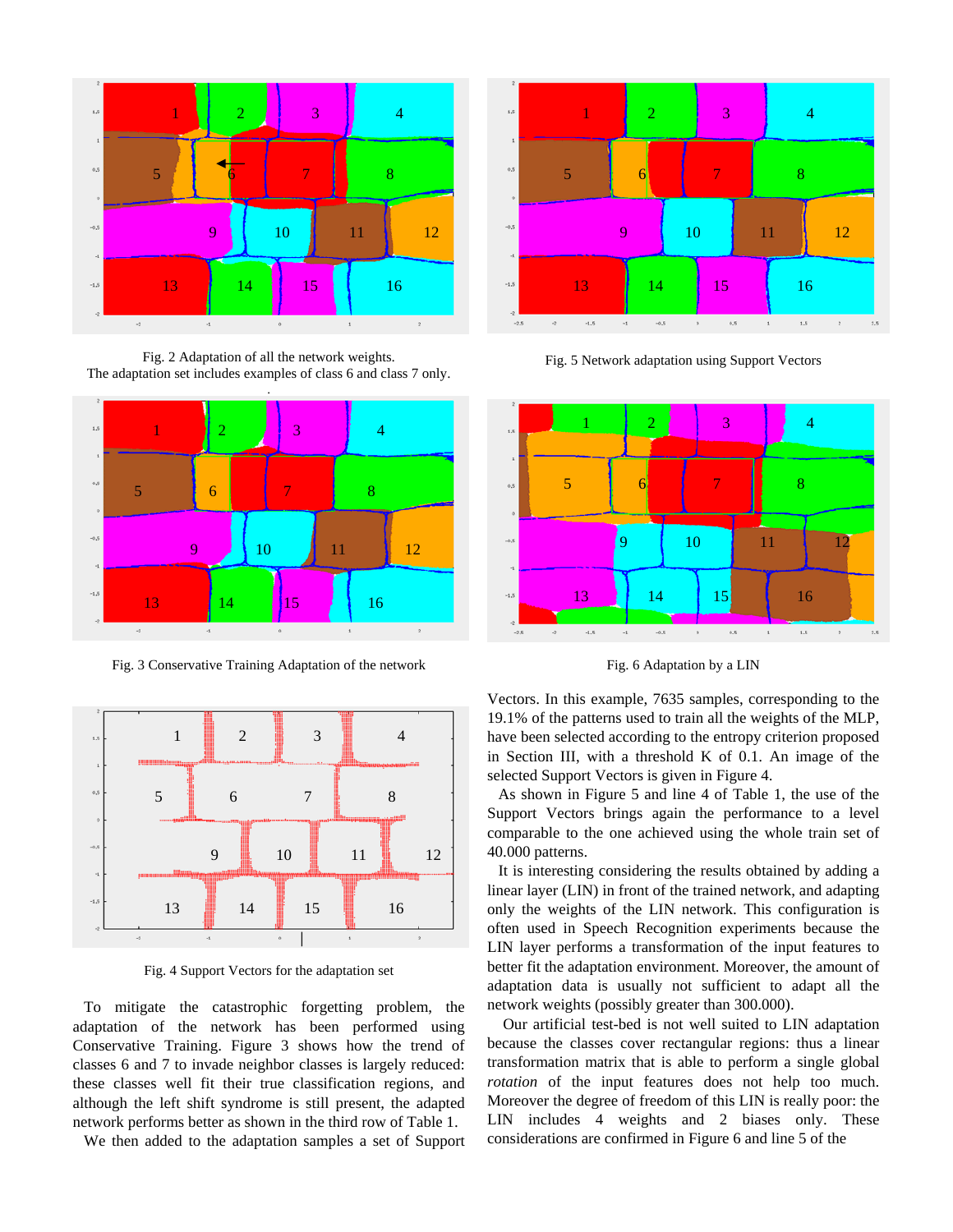Fig. 2 Adaptation of all the network weights. The adaptation set includes examples of class 6 and class 7 only.

Fig. 5 Network adaptation using Support Vectors

Fig. 3 Conservative Training Adaptation of the network

Fig. 6 Adaptation by a LIN

Fig. 4 Support Vectors for the adaptation set

To mitigate the catastrophic forgetting problem, the adaptation of the network has been performed using Conservative Training. Figure 3 shows how the trend of classes 6 and 7 to invade neighbor classes is largely reduced: these classes well fit their true classification regions, and although the left shift syndrome is still present, the adapted network performs better as shown in the third row of Table 1.

We then added to the adaptation samples a set of Support Vectors. In this example, 7635 samples, corresponding to the 19.1% of the patterns used to train all the weights of the MLP, have been selected according to the entropy criterion proposed in Section III, with a threshold K of 0.1. An image of the selected Support Vectors is given in Figure 4.

As shown in Figure 5 and line 4 of Table 1, the use of the Support Vectors brings again the performance to a level comparable to the one achieved using the whole train set of 40.000 patterns.

It is interesting considering the results obtained by adding a linear layer (LIN) in front of the trained network, and adapting only the weights of the LIN network. This configuration is often used in Speech Recognition experiments because the LIN layer performs a transformation of the input features to better fit the adaptation environment. Moreover, the amount of adaptation data is usually not sufficient to adapt all the network weights (possibly greater than 300.000).

Our artificial test-bed is not well suited to LIN adaptation because the classes cover rectangular regions: thus a linear transformation matrix that is able to perform a single global *rotation* of the input features does not help too much. Moreover the degree of freedom of this LIN is really poor: the LIN includes 4 weights and 2 biases only. These considerations are confirmed in Figure 6 and line 5 of the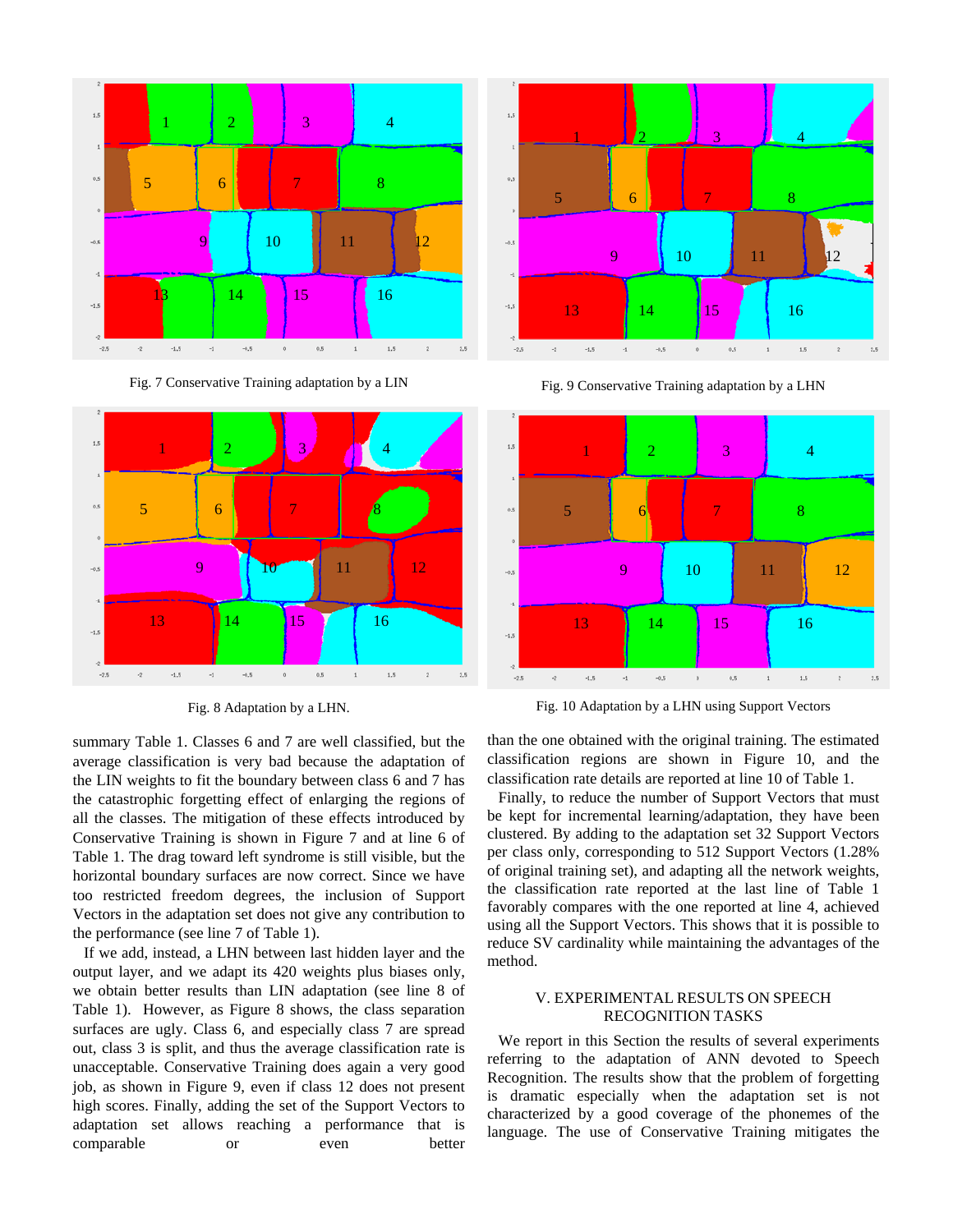Fig. 7 Conservative Training adaptation by a LIN

Fig. 9 Conservative Training adaptation by a LHN

Fig. 8 Adaptation by a LHN.

Fig. 10 Adaptation by a LHN using Support Vectors

summary Table 1. Classes 6 and 7 are well classified, but the average classification is very bad because the adaptation of the LIN weights to fit the boundary between class 6 and 7 has the catastrophic forgetting effect of enlarging the regions of all the classes. The mitigation of these effects introduced by Conservative Training is shown in Figure 7 and at line 6 of Table 1. The drag toward left syndrome is still visible, but the horizontal boundary surfaces are now correct. Since we have too restricted freedom degrees, the inclusion of Support Vectors in the adaptation set does not give any contribution to the performance (see line 7 of Table 1).

If we add, instead, a LHN between last hidden layer and the output layer, and we adapt its 420 weights plus biases only, we obtain better results than LIN adaptation (see line 8 of Table 1). However, as Figure 8 shows, the class separation surfaces are ugly. Class 6, and especially class 7 are spread out, class 3 is split, and thus the average classification rate is unacceptable. Conservative Training does again a very good job, as shown in Figure 9, even if class 12 does not present high scores. Finally, adding the set of the Support Vectors to adaptation set allows reaching a performance that is comparable or even better than the one obtained with the original training. The estimated classification regions are shown in Figure 10, and the classification rate details are reported at line 10 of Table 1.

Finally, to reduce the number of Support Vectors that must be kept for incremental learning/adaptation, they have been clustered. By adding to the adaptation set 32 Support Vectors per class only, corresponding to 512 Support Vectors (1.28% of original training set), and adapting all the network weights, the classification rate reported at the last line of Table 1 favorably compares with the one reported at line 4, achieved using all the Support Vectors. This shows that it is possible to reduce SV cardinality while maintaining the advantages of the method.

## V. EXPERIMENTAL RESULTS ON SPEECH RECOGNITION TASKS

We report in this Section the results of several experiments referring to the adaptation of ANN devoted to Speech Recognition. The results show that the problem of forgetting is dramatic especially when the adaptation set is not characterized by a good coverage of the phonemes of the language. The use of Conservative Training mitigates the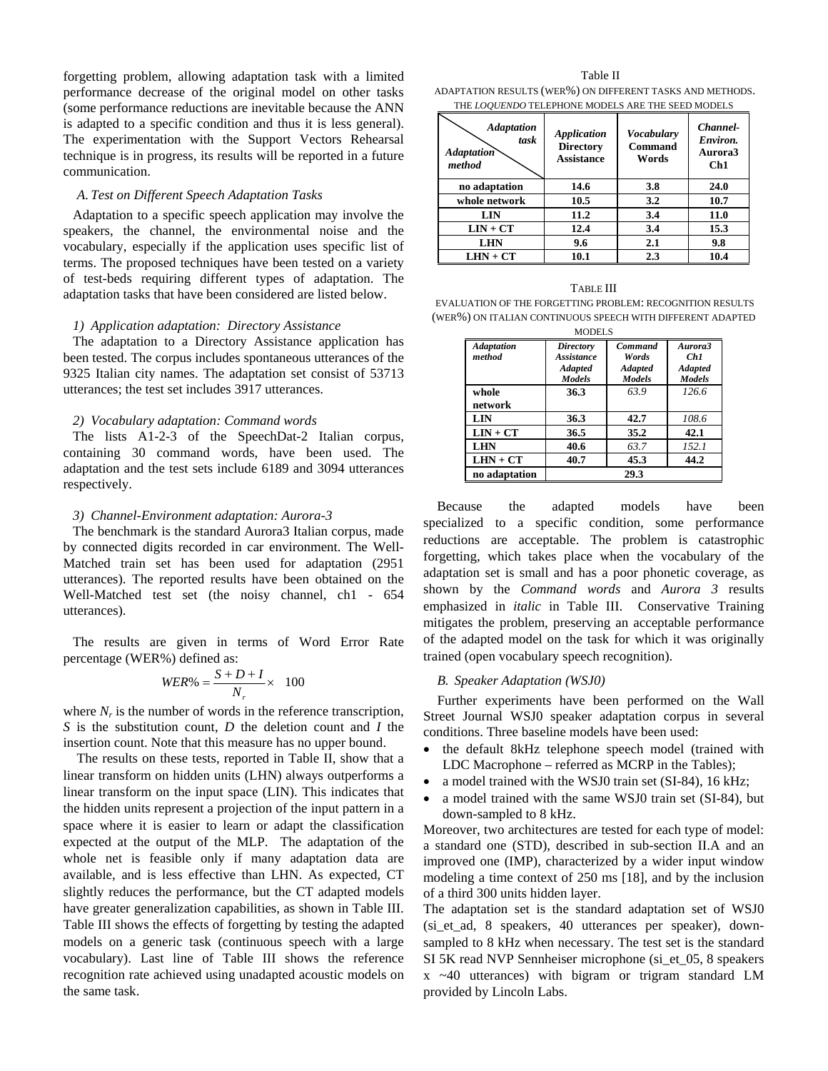forgetting problem, allowing adaptation task with a limited performance decrease of the original model on other tasks (some performance reductions are inevitable because the ANN is adapted to a specific condition and thus it is less general). The experimentation with the Support Vectors Rehearsal technique is in progress, its results will be reported in a future communication.

### *A. Test on Different Speech Adaptation Tasks*

Adaptation to a specific speech application may involve the speakers, the channel, the environmental noise and the vocabulary, especially if the application uses specific list of terms. The proposed techniques have been tested on a variety of test-beds requiring different types of adaptation. The adaptation tasks that have been considered are listed below.

#### *1) Application adaptation: Directory Assistance*

The adaptation to a Directory Assistance application has been tested. The corpus includes spontaneous utterances of the 9325 Italian city names. The adaptation set consist of 53713 utterances; the test set includes 3917 utterances.

#### *2) Vocabulary adaptation: Command words*

The lists A1-2-3 of the SpeechDat-2 Italian corpus, containing 30 command words, have been used. The adaptation and the test sets include 6189 and 3094 utterances respectively.

#### *3) Channel-Environment adaptation: Aurora-3*

The benchmark is the standard Aurora3 Italian corpus, made by connected digits recorded in car environment. The Well-Matched train set has been used for adaptation (2951 utterances). The reported results have been obtained on the Well-Matched test set (the noisy channel, ch1 - 654 utterances).

The results are given in terms of Word Error Rate percentage (WER%) defined as:

$$WER\% = \frac{S + D + I}{N_r} \times 100$$

where $N_r$ is the number of words in the reference transcription, $S$ is the substitution count, $D$ the deletion count and $I$ the insertion count. Note that this measure has no upper bound.

The results on these tests, reported in Table II, show that a linear transform on hidden units (LHN) always outperforms a linear transform on the input space (LIN). This indicates that the hidden units represent a projection of the input pattern in a space where it is easier to learn or adapt the classification expected at the output of the MLP. The adaptation of the whole net is feasible only if many adaptation data are available, and is less effective than LHN. As expected, CT slightly reduces the performance, but the CT adapted models have greater generalization capabilities, as shown in Table III. Table III shows the effects of forgetting by testing the adapted models on a generic task (continuous speech with a large vocabulary). Last line of Table III shows the reference recognition rate achieved using unadapted acoustic models on the same task.

Table II

ADAPTATION RESULTS (WER%) ON DIFFERENT TASKS AND METHODS. THE *LOQUENDO* TELEPHONE MODELS ARE THE SEED MODELS

| *Adaptation task* / *Adaptation method* | *Application* **Directory Assistance** | *Vocabulary* **Command Words** | *Channel-Environ.* **Aurora3 Ch1** |
|---|---|---|---|
| **no adaptation** | **14.6** | **3.8** | **24.0** |
| **whole network** | **10.5** | **3.2** | **10.7** |
| **LIN** | **11.2** | **3.4** | **11.0** |
| **LIN + CT** | **12.4** | **3.4** | **15.3** |
| **LHN** | **9.6** | **2.1** | **9.8** |
| **LHN + CT** | **10.1** | **2.3** | **10.4** |

TABLE III

EVALUATION OF THE FORGETTING PROBLEM: RECOGNITION RESULTS (WER%) ON ITALIAN CONTINUOUS SPEECH WITH DIFFERENT ADAPTED MODELS

| *Adaptation method* | *Directory Assistance Adapted Models* | *Command Words Adapted Models* | *Aurora3 Ch1 Adapted Models* |
|---|---|---|---|
| **whole network** | **36.3** | *63.9* | *126.6* |
| **LIN** | **36.3** | **42.7** | *108.6* |
| **LIN + CT** | **36.5** | **35.2** | **42.1** |
| **LHN** | **40.6** | *63.7* | *152.1* |
| **LHN + CT** | **40.7** | **45.3** | **44.2** |
| **no adaptation** | **29.3** | | |

Because the adapted models have been specialized to a specific condition, some performance reductions are acceptable. The problem is catastrophic forgetting, which takes place when the vocabulary of the adaptation set is small and has a poor phonetic coverage, as shown by the *Command words* and *Aurora 3* results emphasized in *italic* in Table III. Conservative Training mitigates the problem, preserving an acceptable performance of the adapted model on the task for which it was originally trained (open vocabulary speech recognition).

### *B. Speaker Adaptation (WSJ0)*

Further experiments have been performed on the Wall Street Journal WSJ0 speaker adaptation corpus in several conditions. Three baseline models have been used:

- the default 8kHz telephone speech model (trained with LDC Macrophone – referred as MCRP in the Tables);
- a model trained with the WSJ0 train set (SI-84), 16 kHz;
- a model trained with the same WSJ0 train set (SI-84), but down-sampled to 8 kHz.

Moreover, two architectures are tested for each type of model: a standard one (STD), described in sub-section II.A and an improved one (IMP), characterized by a wider input window modeling a time context of 250 ms [18], and by the inclusion of a third 300 units hidden layer.

The adaptation set is the standard adaptation set of WSJ0 (si_et_ad, 8 speakers, 40 utterances per speaker), down-sampled to 8 kHz when necessary. The test set is the standard SI 5K read NVP Sennheiser microphone (si_et_05, 8 speakers x ~40 utterances) with bigram or trigram standard LM provided by Lincoln Labs.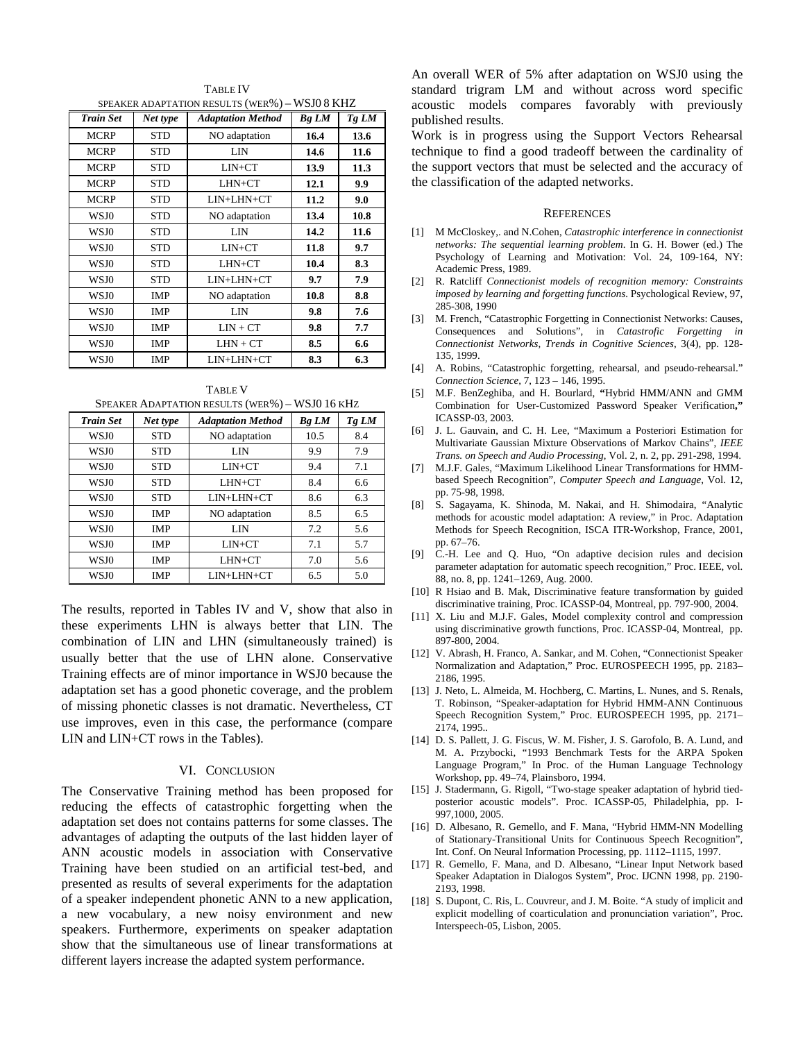TABLE IV

SPEAKER ADAPTATION RESULTS (WER%) – WSJ0 8 KHZ

| ***Train Set*** | ***Net type*** | ***Adaptation Method*** | ***Bg LM*** | ***Tg LM*** |
|---|---|---|---|---|
| MCRP | STD | NO adaptation | **16.4** | **13.6** |
| MCRP | STD | LIN | **14.6** | **11.6** |
| MCRP | STD | LIN+CT | **13.9** | **11.3** |
| MCRP | STD | LHN+CT | **12.1** | **9.9** |
| MCRP | STD | LIN+LHN+CT | **11.2** | **9.0** |
| WSJ0 | STD | NO adaptation | **13.4** | **10.8** |
| WSJ0 | STD | LIN | **14.2** | **11.6** |
| WSJ0 | STD | LIN+CT | **11.8** | **9.7** |
| WSJ0 | STD | LHN+CT | **10.4** | **8.3** |
| WSJ0 | STD | LIN+LHN+CT | **9.7** | **7.9** |
| WSJ0 | IMP | NO adaptation | **10.8** | **8.8** |
| WSJ0 | IMP | LIN | **9.8** | **7.6** |
| WSJ0 | IMP | LIN + CT | **9.8** | **7.7** |
| WSJ0 | IMP | LHN + CT | **8.5** | **6.6** |
| WSJ0 | IMP | LIN+LHN+CT | **8.3** | **6.3** |

TABLE V

SPEAKER ADAPTATION RESULTS (WER%) – WSJ0 16 KHZ

| ***Train Set*** | ***Net type*** | ***Adaptation Method*** | ***Bg LM*** | ***Tg LM*** |
|---|---|---|---|---|
| WSJ0 | STD | NO adaptation | 10.5 | 8.4 |
| WSJ0 | STD | LIN | 9.9 | 7.9 |
| WSJ0 | STD | LIN+CT | 9.4 | 7.1 |
| WSJ0 | STD | LHN+CT | 8.4 | 6.6 |
| WSJ0 | STD | LIN+LHN+CT | 8.6 | 6.3 |
| WSJ0 | IMP | NO adaptation | 8.5 | 6.5 |
| WSJ0 | IMP | LIN | 7.2 | 5.6 |
| WSJ0 | IMP | LIN+CT | 7.1 | 5.7 |
| WSJ0 | IMP | LHN+CT | 7.0 | 5.6 |
| WSJ0 | IMP | LIN+LHN+CT | 6.5 | 5.0 |

The results, reported in Tables IV and V, show that also in these experiments LHN is always better that LIN. The combination of LIN and LHN (simultaneously trained) is usually better that the use of LHN alone. Conservative Training effects are of minor importance in WSJ0 because the adaptation set has a good phonetic coverage, and the problem of missing phonetic classes is not dramatic. Nevertheless, CT use improves, even in this case, the performance (compare LIN and LIN+CT rows in the Tables).

## VI. CONCLUSION

The Conservative Training method has been proposed for reducing the effects of catastrophic forgetting when the adaptation set does not contains patterns for some classes. The advantages of adapting the outputs of the last hidden layer of ANN acoustic models in association with Conservative Training have been studied on an artificial test-bed, and presented as results of several experiments for the adaptation of a speaker independent phonetic ANN to a new application, a new vocabulary, a new noisy environment and new speakers. Furthermore, experiments on speaker adaptation show that the simultaneous use of linear transformations at different layers increase the adapted system performance.

An overall WER of 5% after adaptation on WSJ0 using the standard trigram LM and without across word specific acoustic models compares favorably with previously published results.

Work is in progress using the Support Vectors Rehearsal technique to find a good tradeoff between the cardinality of the support vectors that must be selected and the accuracy of the classification of the adapted networks.

## REFERENCES

[1] M McCloskey,. and N.Cohen, *Catastrophic interference in connectionist networks: The sequential learning problem*. In G. H. Bower (ed.) The Psychology of Learning and Motivation: Vol. 24, 109-164, NY: Academic Press, 1989.

[2] R. Ratcliff *Connectionist models of recognition memory: Constraints imposed by learning and forgetting functions*. Psychological Review, 97, 285-308, 1990

[3] M. French, "Catastrophic Forgetting in Connectionist Networks: Causes, Consequences and Solutions", in *Catastrofic Forgetting in Connectionist Networks, Trends in Cognitive Sciences*, 3(4), pp. 128-135, 1999.

[4] A. Robins, "Catastrophic forgetting, rehearsal, and pseudo-rehearsal." *Connection Science*, 7, 123 – 146, 1995.

[5] M.F. BenZeghiba, and H. Bourlard, **"**Hybrid HMM/ANN and GMM Combination for User-Customized Password Speaker Verification**,"** ICASSP-03, 2003.

[6] J. L. Gauvain, and C. H. Lee, "Maximum a Posteriori Estimation for Multivariate Gaussian Mixture Observations of Markov Chains", *IEEE Trans. on Speech and Audio Processing*, Vol. 2, n. 2, pp. 291-298, 1994.

[7] M.J.F. Gales, "Maximum Likelihood Linear Transformations for HMM-based Speech Recognition", *Computer Speech and Language*, Vol. 12, pp. 75-98, 1998.

[8] S. Sagayama, K. Shinoda, M. Nakai, and H. Shimodaira, "Analytic methods for acoustic model adaptation: A review," in Proc. Adaptation Methods for Speech Recognition, ISCA ITR-Workshop, France, 2001, pp. 67–76.

[9] C.-H. Lee and Q. Huo, "On adaptive decision rules and decision parameter adaptation for automatic speech recognition," Proc. IEEE, vol. 88, no. 8, pp. 1241–1269, Aug. 2000.

[10] R Hsiao and B. Mak, Discriminative feature transformation by guided discriminative training, Proc. ICASSP-04, Montreal, pp. 797-900, 2004.

[11] X. Liu and M.J.F. Gales, Model complexity control and compression using discriminative growth functions, Proc. ICASSP-04, Montreal, pp. 897-800, 2004.

[12] V. Abrash, H. Franco, A. Sankar, and M. Cohen, "Connectionist Speaker Normalization and Adaptation," Proc. EUROSPEECH 1995, pp. 2183–2186, 1995.

[13] J. Neto, L. Almeida, M. Hochberg, C. Martins, L. Nunes, and S. Renals, T. Robinson, "Speaker-adaptation for Hybrid HMM-ANN Continuous Speech Recognition System," Proc. EUROSPEECH 1995, pp. 2171–2174, 1995..

[14] D. S. Pallett, J. G. Fiscus, W. M. Fisher, J. S. Garofolo, B. A. Lund, and M. A. Przybocki, "1993 Benchmark Tests for the ARPA Spoken Language Program," In Proc. of the Human Language Technology Workshop, pp. 49–74, Plainsboro, 1994.

[15] J. Stadermann, G. Rigoll, "Two-stage speaker adaptation of hybrid tied-posterior acoustic models". Proc. ICASSP-05, Philadelphia, pp. I-997,1000, 2005.

[16] D. Albesano, R. Gemello, and F. Mana, "Hybrid HMM-NN Modelling of Stationary-Transitional Units for Continuous Speech Recognition", Int. Conf. On Neural Information Processing, pp. 1112–1115, 1997.

[17] R. Gemello, F. Mana, and D. Albesano, "Linear Input Network based Speaker Adaptation in Dialogos System", Proc. IJCNN 1998, pp. 2190-2193, 1998.

[18] S. Dupont, C. Ris, L. Couvreur, and J. M. Boite. "A study of implicit and explicit modelling of coarticulation and pronunciation variation", Proc. Interspeech-05, Lisbon, 2005.